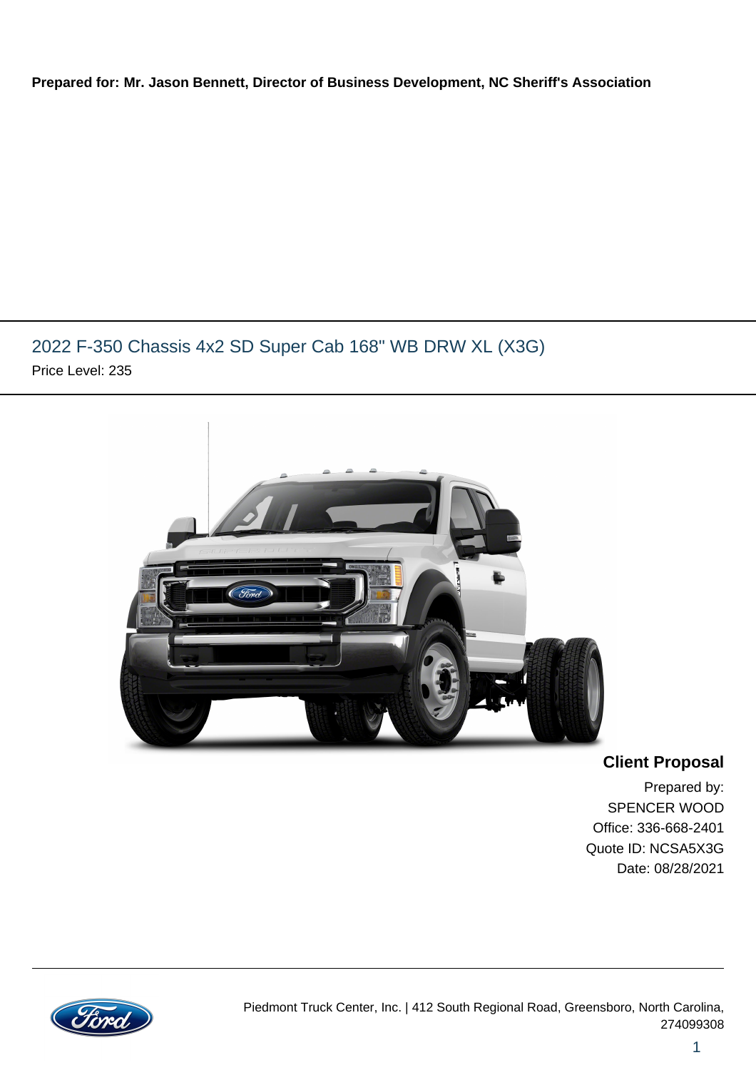**Prepared for: Mr. Jason Bennett, Director of Business Development, NC Sheriff's Association**

## 2022 F-350 Chassis 4x2 SD Super Cab 168" WB DRW XL (X3G)

Price Level: 235

**Client Proposal**

Prepared by:
SPENCER WOOD
Office: 336-668-2401
Quote ID: NCSA5X3G
Date: 08/28/2021

Piedmont Truck Center, Inc. | 412 South Regional Road, Greensboro, North Carolina, 274099308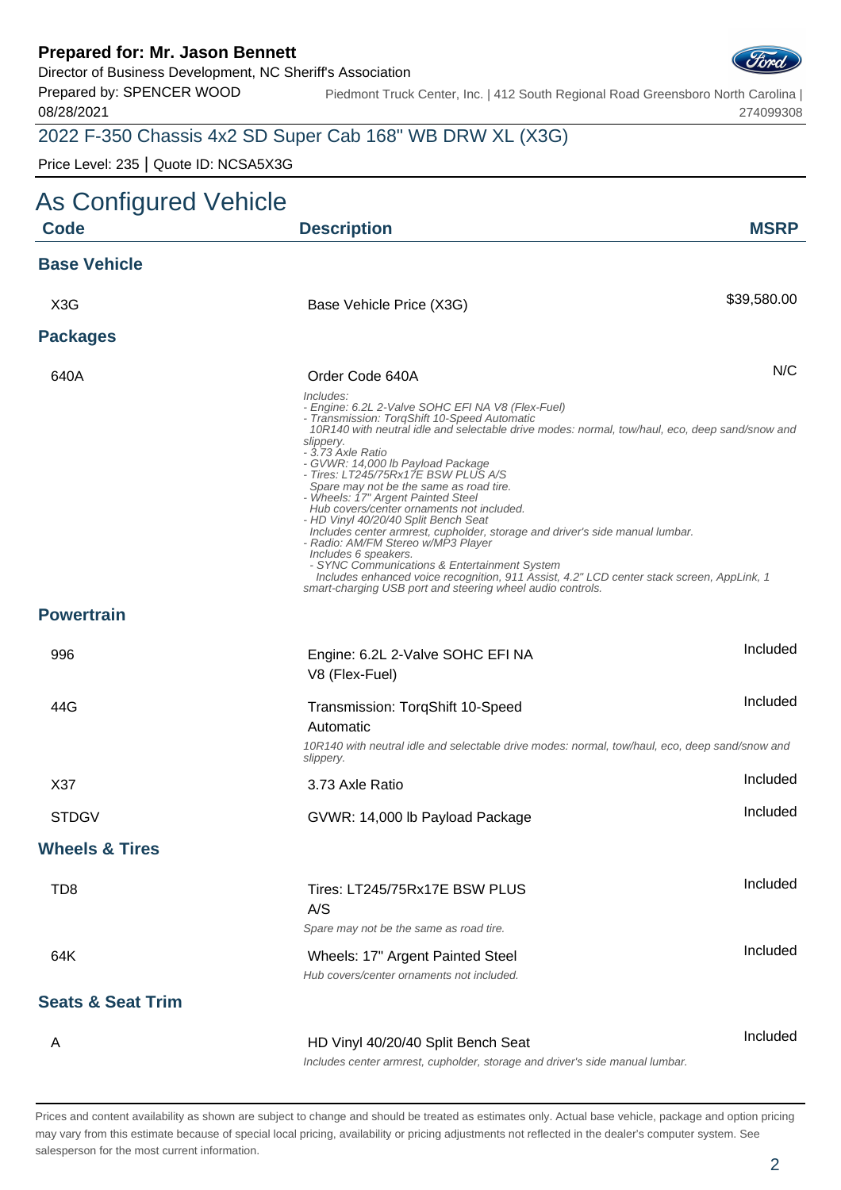**Prepared for: Mr. Jason Bennett**
Director of Business Development, NC Sheriff's Association
Prepared by: SPENCER WOOD
08/28/2021

Piedmont Truck Center, Inc. | 412 South Regional Road Greensboro North Carolina | 274099308

## 2022 F-350 Chassis 4x2 SD Super Cab 168" WB DRW XL (X3G)

Price Level: 235 | Quote ID: NCSA5X3G

# As Configured Vehicle

| Code | Description | MSRP |
|---|---|---|
| **Base Vehicle** | | |
| X3G | Base Vehicle Price (X3G) | $39,580.00 |
| **Packages** | | |
| 640A | Order Code 640A<br>*Includes:*<br>*- Engine: 6.2L 2-Valve SOHC EFI NA V8 (Flex-Fuel)*<br>*- Transmission: TorqShift 10-Speed Automatic*<br>*10R140 with neutral idle and selectable drive modes: normal, tow/haul, eco, deep sand/snow and slippery.*<br>*- 3.73 Axle Ratio*<br>*- GVWR: 14,000 lb Payload Package*<br>*- Tires: LT245/75Rx17E BSW PLUS A/S*<br>*Spare may not be the same as road tire.*<br>*- Wheels: 17" Argent Painted Steel*<br>*Hub covers/center ornaments not included.*<br>*- HD Vinyl 40/20/40 Split Bench Seat*<br>*Includes center armrest, cupholder, storage and driver's side manual lumbar.*<br>*- Radio: AM/FM Stereo w/MP3 Player*<br>*Includes 6 speakers.*<br>*- SYNC Communications & Entertainment System*<br>*Includes enhanced voice recognition, 911 Assist, 4.2" LCD center stack screen, AppLink, 1 smart-charging USB port and steering wheel audio controls.* | N/C |
| **Powertrain** | | |
| 996 | Engine: 6.2L 2-Valve SOHC EFI NA V8 (Flex-Fuel) | Included |
| 44G | Transmission: TorqShift 10-Speed Automatic<br>*10R140 with neutral idle and selectable drive modes: normal, tow/haul, eco, deep sand/snow and slippery.* | Included |
| X37 | 3.73 Axle Ratio | Included |
| STDGV | GVWR: 14,000 lb Payload Package | Included |
| **Wheels & Tires** | | |
| TD8 | Tires: LT245/75Rx17E BSW PLUS A/S<br>*Spare may not be the same as road tire.* | Included |
| 64K | Wheels: 17" Argent Painted Steel<br>*Hub covers/center ornaments not included.* | Included |
| **Seats & Seat Trim** | | |
| A | HD Vinyl 40/20/40 Split Bench Seat<br>*Includes center armrest, cupholder, storage and driver's side manual lumbar.* | Included |

Prices and content availability as shown are subject to change and should be treated as estimates only. Actual base vehicle, package and option pricing may vary from this estimate because of special local pricing, availability or pricing adjustments not reflected in the dealer's computer system. See salesperson for the most current information.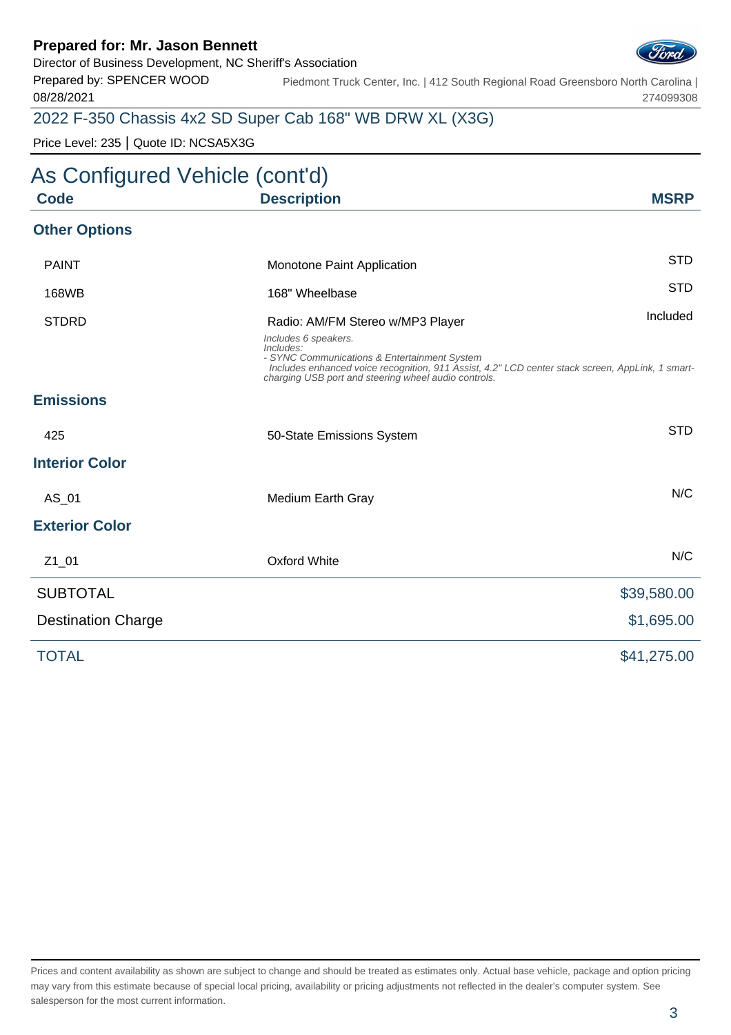**Prepared for: Mr. Jason Bennett**
Director of Business Development, NC Sheriff's Association
Prepared by: SPENCER WOOD
08/28/2021

Piedmont Truck Center, Inc. | 412 South Regional Road Greensboro North Carolina | 274099308

2022 F-350 Chassis 4x2 SD Super Cab 168" WB DRW XL (X3G)

Price Level: 235 | Quote ID: NCSA5X3G

# As Configured Vehicle (cont'd)

| Code | Description | MSRP |
|---|---|---|
| **Other Options** | | |
| PAINT | Monotone Paint Application | STD |
| 168WB | 168" Wheelbase | STD |
| STDRD | Radio: AM/FM Stereo w/MP3 Player<br>*Includes 6 speakers.*<br>*Includes:*<br>*- SYNC Communications & Entertainment System*<br>*Includes enhanced voice recognition, 911 Assist, 4.2" LCD center stack screen, AppLink, 1 smart-charging USB port and steering wheel audio controls.* | Included |
| **Emissions** | | |
| 425 | 50-State Emissions System | STD |
| **Interior Color** | | |
| AS_01 | Medium Earth Gray | N/C |
| **Exterior Color** | | |
| Z1_01 | Oxford White | N/C |
| SUBTOTAL | | $39,580.00 |
| Destination Charge | | $1,695.00 |
| TOTAL | | $41,275.00 |

Prices and content availability as shown are subject to change and should be treated as estimates only. Actual base vehicle, package and option pricing may vary from this estimate because of special local pricing, availability or pricing adjustments not reflected in the dealer's computer system. See salesperson for the most current information.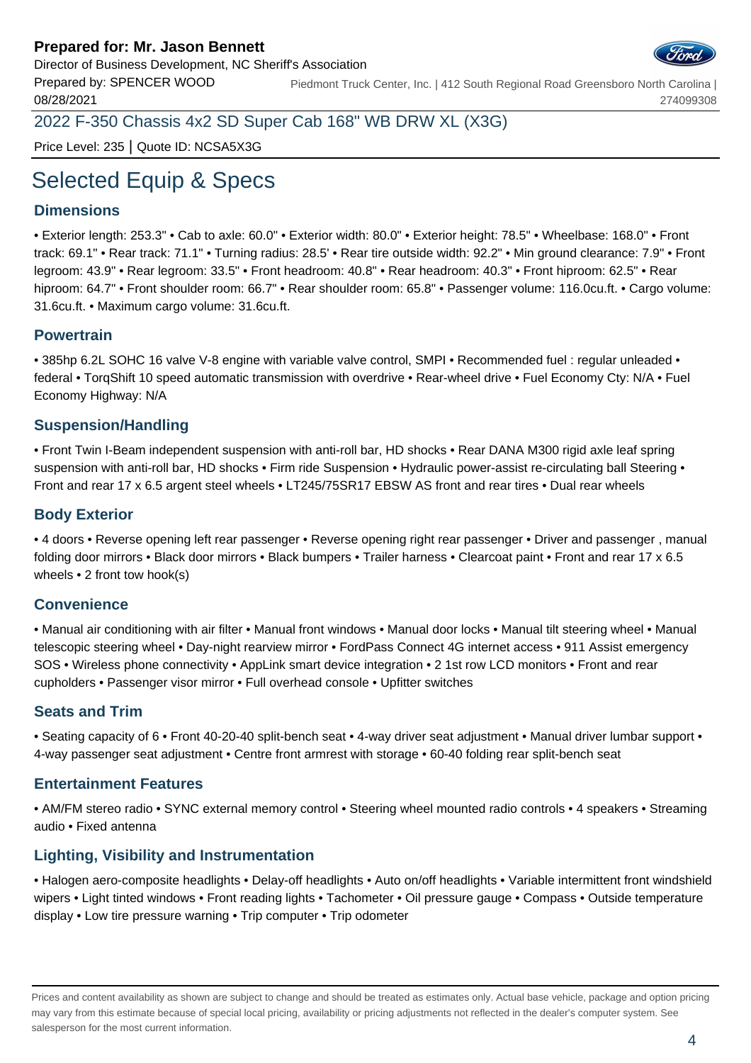**Prepared for: Mr. Jason Bennett**
Director of Business Development, NC Sheriff's Association
Prepared by: SPENCER WOOD
08/28/2021

Piedmont Truck Center, Inc. | 412 South Regional Road Greensboro North Carolina | 274099308

2022 F-350 Chassis 4x2 SD Super Cab 168" WB DRW XL (X3G)

Price Level: 235 | Quote ID: NCSA5X3G

# Selected Equip & Specs

## Dimensions

• Exterior length: 253.3" • Cab to axle: 60.0" • Exterior width: 80.0" • Exterior height: 78.5" • Wheelbase: 168.0" • Front track: 69.1" • Rear track: 71.1" • Turning radius: 28.5' • Rear tire outside width: 92.2" • Min ground clearance: 7.9" • Front legroom: 43.9" • Rear legroom: 33.5" • Front headroom: 40.8" • Rear headroom: 40.3" • Front hiproom: 62.5" • Rear hiproom: 64.7" • Front shoulder room: 66.7" • Rear shoulder room: 65.8" • Passenger volume: 116.0cu.ft. • Cargo volume: 31.6cu.ft. • Maximum cargo volume: 31.6cu.ft.

## Powertrain

• 385hp 6.2L SOHC 16 valve V-8 engine with variable valve control, SMPI • Recommended fuel : regular unleaded • federal • TorqShift 10 speed automatic transmission with overdrive • Rear-wheel drive • Fuel Economy Cty: N/A • Fuel Economy Highway: N/A

## Suspension/Handling

• Front Twin I-Beam independent suspension with anti-roll bar, HD shocks • Rear DANA M300 rigid axle leaf spring suspension with anti-roll bar, HD shocks • Firm ride Suspension • Hydraulic power-assist re-circulating ball Steering • Front and rear 17 x 6.5 argent steel wheels • LT245/75SR17 EBSW AS front and rear tires • Dual rear wheels

## Body Exterior

• 4 doors • Reverse opening left rear passenger • Reverse opening right rear passenger • Driver and passenger , manual folding door mirrors • Black door mirrors • Black bumpers • Trailer harness • Clearcoat paint • Front and rear 17 x 6.5 wheels • 2 front tow hook(s)

## Convenience

• Manual air conditioning with air filter • Manual front windows • Manual door locks • Manual tilt steering wheel • Manual telescopic steering wheel • Day-night rearview mirror • FordPass Connect 4G internet access • 911 Assist emergency SOS • Wireless phone connectivity • AppLink smart device integration • 2 1st row LCD monitors • Front and rear cupholders • Passenger visor mirror • Full overhead console • Upfitter switches

## Seats and Trim

• Seating capacity of 6 • Front 40-20-40 split-bench seat • 4-way driver seat adjustment • Manual driver lumbar support • 4-way passenger seat adjustment • Centre front armrest with storage • 60-40 folding rear split-bench seat

## Entertainment Features

• AM/FM stereo radio • SYNC external memory control • Steering wheel mounted radio controls • 4 speakers • Streaming audio • Fixed antenna

## Lighting, Visibility and Instrumentation

• Halogen aero-composite headlights • Delay-off headlights • Auto on/off headlights • Variable intermittent front windshield wipers • Light tinted windows • Front reading lights • Tachometer • Oil pressure gauge • Compass • Outside temperature display • Low tire pressure warning • Trip computer • Trip odometer

Prices and content availability as shown are subject to change and should be treated as estimates only. Actual base vehicle, package and option pricing may vary from this estimate because of special local pricing, availability or pricing adjustments not reflected in the dealer's computer system. See salesperson for the most current information.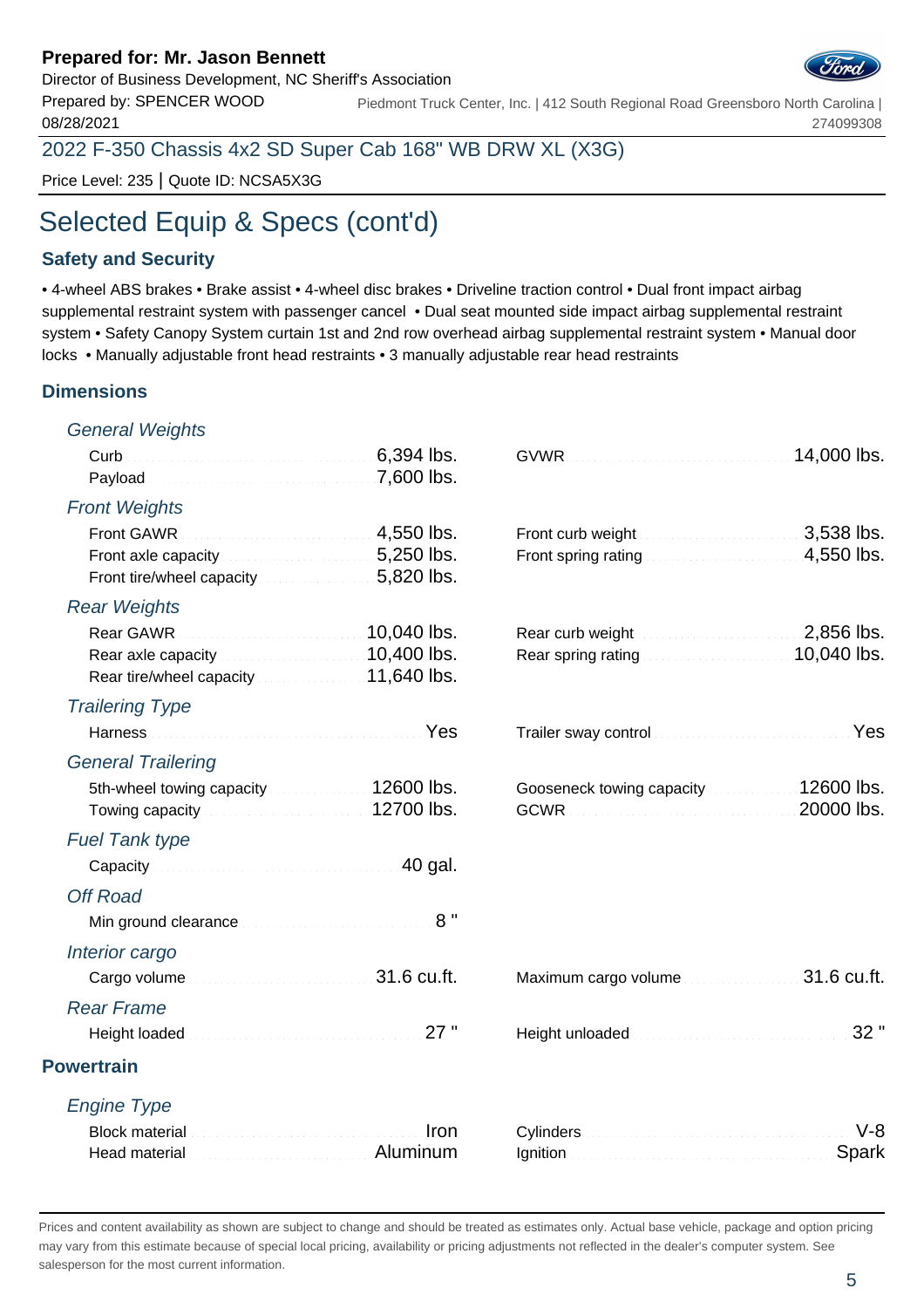**Prepared for: Mr. Jason Bennett**
Director of Business Development, NC Sheriff's Association
Prepared by: SPENCER WOOD
08/28/2021

Piedmont Truck Center, Inc. | 412 South Regional Road Greensboro North Carolina | 274099308

2022 F-350 Chassis 4x2 SD Super Cab 168" WB DRW XL (X3G)

Price Level: 235 | Quote ID: NCSA5X3G

# Selected Equip & Specs (cont'd)

## Safety and Security

• 4-wheel ABS brakes • Brake assist • 4-wheel disc brakes • Driveline traction control • Dual front impact airbag supplemental restraint system with passenger cancel • Dual seat mounted side impact airbag supplemental restraint system • Safety Canopy System curtain 1st and 2nd row overhead airbag supplemental restraint system • Manual door locks • Manually adjustable front head restraints • 3 manually adjustable rear head restraints

## Dimensions

### *General Weights*

| | | | |
|---|---|---|---|
| Curb | 6,394 lbs. | GVWR | 14,000 lbs. |
| Payload | 7,600 lbs. | | |

### *Front Weights*

| | | | |
|---|---|---|---|
| Front GAWR | 4,550 lbs. | Front curb weight | 3,538 lbs. |
| Front axle capacity | 5,250 lbs. | Front spring rating | 4,550 lbs. |
| Front tire/wheel capacity | 5,820 lbs. | | |

### *Rear Weights*

| | | | |
|---|---|---|---|
| Rear GAWR | 10,040 lbs. | Rear curb weight | 2,856 lbs. |
| Rear axle capacity | 10,400 lbs. | Rear spring rating | 10,040 lbs. |
| Rear tire/wheel capacity | 11,640 lbs. | | |

### *Trailering Type*

| | | | |
|---|---|---|---|
| Harness | Yes | Trailer sway control | Yes |

### *General Trailering*

| | | | |
|---|---|---|---|
| 5th-wheel towing capacity | 12600 lbs. | Gooseneck towing capacity | 12600 lbs. |
| Towing capacity | 12700 lbs. | GCWR | 20000 lbs. |

### *Fuel Tank type*

| | |
|---|---|
| Capacity | 40 gal. |

### *Off Road*

| | |
|---|---|
| Min ground clearance | 8 " |

### *Interior cargo*

| | | | |
|---|---|---|---|
| Cargo volume | 31.6 cu.ft. | Maximum cargo volume | 31.6 cu.ft. |

### *Rear Frame*

| | | | |
|---|---|---|---|
| Height loaded | 27 " | Height unloaded | 32 " |

## Powertrain

### *Engine Type*

| | | | |
|---|---|---|---|
| Block material | Iron | Cylinders | V-8 |
| Head material | Aluminum | Ignition | Spark |

Prices and content availability as shown are subject to change and should be treated as estimates only. Actual base vehicle, package and option pricing may vary from this estimate because of special local pricing, availability or pricing adjustments not reflected in the dealer's computer system. See salesperson for the most current information.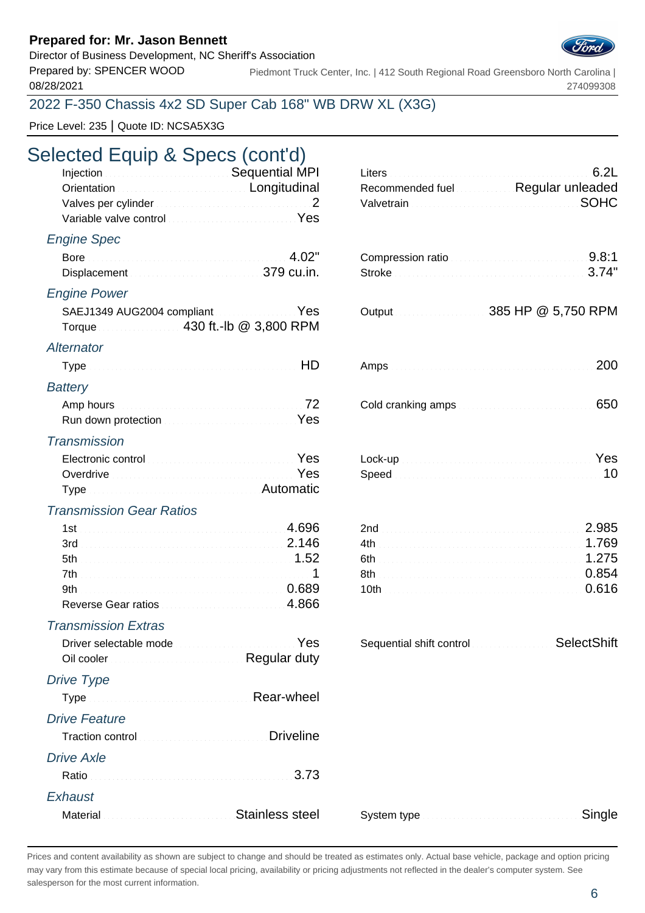**Prepared for: Mr. Jason Bennett**
Director of Business Development, NC Sheriff's Association
Prepared by: SPENCER WOOD
08/28/2021

Piedmont Truck Center, Inc. | 412 South Regional Road Greensboro North Carolina | 274099308

2022 F-350 Chassis 4x2 SD Super Cab 168" WB DRW XL (X3G)

Price Level: 235 | Quote ID: NCSA5X3G

# Selected Equip & Specs (cont'd)

| | | | |
|---|---|---|---|
| Injection | Sequential MPI | Liters | 6.2L |
| Orientation | Longitudinal | Recommended fuel | Regular unleaded |
| Valves per cylinder | 2 | Valvetrain | SOHC |
| Variable valve control | Yes | | |

### *Engine Spec*

| | | | |
|---|---|---|---|
| Bore | 4.02" | Compression ratio | 9.8:1 |
| Displacement | 379 cu.in. | Stroke | 3.74" |

### *Engine Power*

| | | | |
|---|---|---|---|
| SAEJ1349 AUG2004 compliant | Yes | Output | 385 HP @ 5,750 RPM |
| Torque | 430 ft.-lb @ 3,800 RPM | | |

### *Alternator*

| | | | |
|---|---|---|---|
| Type | HD | Amps | 200 |

### *Battery*

| | | | |
|---|---|---|---|
| Amp hours | 72 | Cold cranking amps | 650 |
| Run down protection | Yes | | |

### *Transmission*

| | | | |
|---|---|---|---|
| Electronic control | Yes | Lock-up | Yes |
| Overdrive | Yes | Speed | 10 |
| Type | Automatic | | |

### *Transmission Gear Ratios*

| | | | |
|---|---|---|---|
| 1st | 4.696 | 2nd | 2.985 |
| 3rd | 2.146 | 4th | 1.769 |
| 5th | 1.52 | 6th | 1.275 |
| 7th | 1 | 8th | 0.854 |
| 9th | 0.689 | 10th | 0.616 |
| Reverse Gear ratios | 4.866 | | |

### *Transmission Extras*

| | | | |
|---|---|---|---|
| Driver selectable mode | Yes | Sequential shift control | SelectShift |
| Oil cooler | Regular duty | | |

### *Drive Type*

| | |
|---|---|
| Type | Rear-wheel |

### *Drive Feature*

| | |
|---|---|
| Traction control | Driveline |

### *Drive Axle*

| | |
|---|---|
| Ratio | 3.73 |

### *Exhaust*

| | | | |
|---|---|---|---|
| Material | Stainless steel | System type | Single |

Prices and content availability as shown are subject to change and should be treated as estimates only. Actual base vehicle, package and option pricing may vary from this estimate because of special local pricing, availability or pricing adjustments not reflected in the dealer's computer system. See salesperson for the most current information.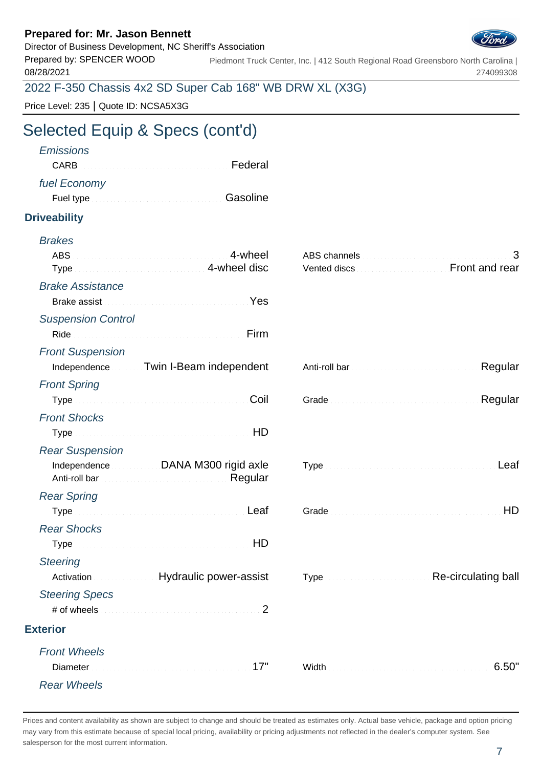**Prepared for: Mr. Jason Bennett**
Director of Business Development, NC Sheriff's Association
Prepared by: SPENCER WOOD
08/28/2021

Piedmont Truck Center, Inc. | 412 South Regional Road Greensboro North Carolina | 274099308

2022 F-350 Chassis 4x2 SD Super Cab 168" WB DRW XL (X3G)

Price Level: 235 | Quote ID: NCSA5X3G

# Selected Equip & Specs (cont'd)

*Emissions*

CARB: Federal

*fuel Economy*

Fuel type: Gasoline

## Driveability

*Brakes*

ABS: 4-wheel
Type: 4-wheel disc
ABS channels: 3
Vented discs: Front and rear

*Brake Assistance*

Brake assist: Yes

*Suspension Control*

Ride: Firm

*Front Suspension*

Independence: Twin I-Beam independent
Anti-roll bar: Regular

*Front Spring*

Type: Coil
Grade: Regular

*Front Shocks*

Type: HD

*Rear Suspension*

Independence: DANA M300 rigid axle
Anti-roll bar: Regular
Type: Leaf

*Rear Spring*

Type: Leaf
Grade: HD

*Rear Shocks*

Type: HD

*Steering*

Activation: Hydraulic power-assist
Type: Re-circulating ball

*Steering Specs*

# of wheels: 2

## Exterior

*Front Wheels*

Diameter: 17"
Width: 6.50"

*Rear Wheels*

Prices and content availability as shown are subject to change and should be treated as estimates only. Actual base vehicle, package and option pricing may vary from this estimate because of special local pricing, availability or pricing adjustments not reflected in the dealer's computer system. See salesperson for the most current information.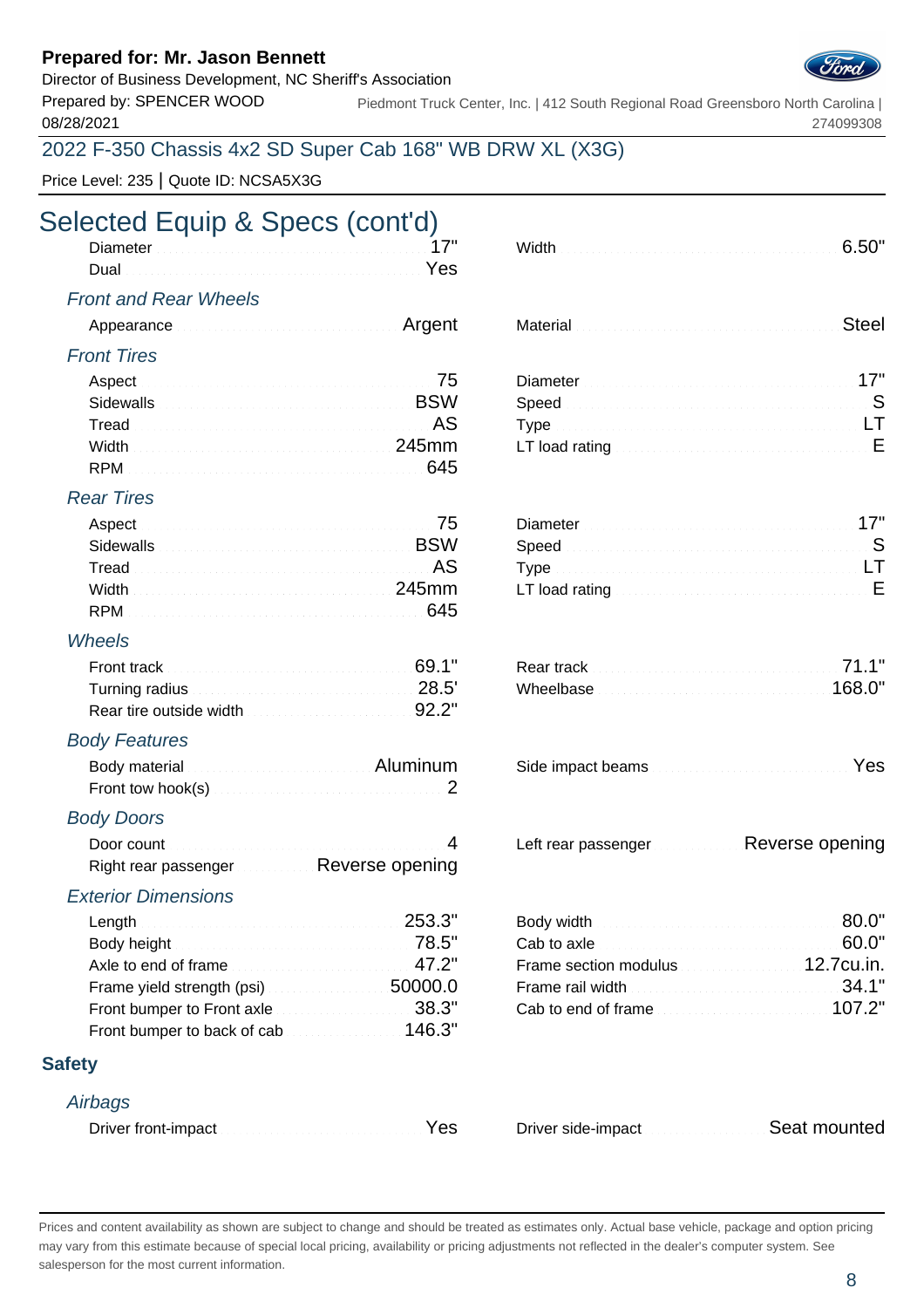**Prepared for: Mr. Jason Bennett**
Director of Business Development, NC Sheriff's Association
Prepared by: SPENCER WOOD
08/28/2021

Piedmont Truck Center, Inc. | 412 South Regional Road Greensboro North Carolina | 274099308

## 2022 F-350 Chassis 4x2 SD Super Cab 168" WB DRW XL (X3G)

Price Level: 235 | Quote ID: NCSA5X3G

# Selected Equip & Specs (cont'd)

| | | | |
|---|---|---|---|
| Diameter | 17" | Width | 6.50" |
| Dual | Yes | | |

### *Front and Rear Wheels*

| | | | |
|---|---|---|---|
| Appearance | Argent | Material | Steel |

### *Front Tires*

| | | | |
|---|---|---|---|
| Aspect | 75 | Diameter | 17" |
| Sidewalls | BSW | Speed | S |
| Tread | AS | Type | LT |
| Width | 245mm | LT load rating | E |
| RPM | 645 | | |

### *Rear Tires*

| | | | |
|---|---|---|---|
| Aspect | 75 | Diameter | 17" |
| Sidewalls | BSW | Speed | S |
| Tread | AS | Type | LT |
| Width | 245mm | LT load rating | E |
| RPM | 645 | | |

### *Wheels*

| | | | |
|---|---|---|---|
| Front track | 69.1" | Rear track | 71.1" |
| Turning radius | 28.5' | Wheelbase | 168.0" |
| Rear tire outside width | 92.2" | | |

### *Body Features*

| | | | |
|---|---|---|---|
| Body material | Aluminum | Side impact beams | Yes |
| Front tow hook(s) | 2 | | |

### *Body Doors*

| | | | |
|---|---|---|---|
| Door count | 4 | Left rear passenger | Reverse opening |
| Right rear passenger | Reverse opening | | |

### *Exterior Dimensions*

| | | | |
|---|---|---|---|
| Length | 253.3" | Body width | 80.0" |
| Body height | 78.5" | Cab to axle | 60.0" |
| Axle to end of frame | 47.2" | Frame section modulus | 12.7cu.in. |
| Frame yield strength (psi) | 50000.0 | Frame rail width | 34.1" |
| Front bumper to Front axle | 38.3" | Cab to end of frame | 107.2" |
| Front bumper to back of cab | 146.3" | | |

## Safety

### *Airbags*

| | | | |
|---|---|---|---|
| Driver front-impact | Yes | Driver side-impact | Seat mounted |

Prices and content availability as shown are subject to change and should be treated as estimates only. Actual base vehicle, package and option pricing may vary from this estimate because of special local pricing, availability or pricing adjustments not reflected in the dealer's computer system. See salesperson for the most current information.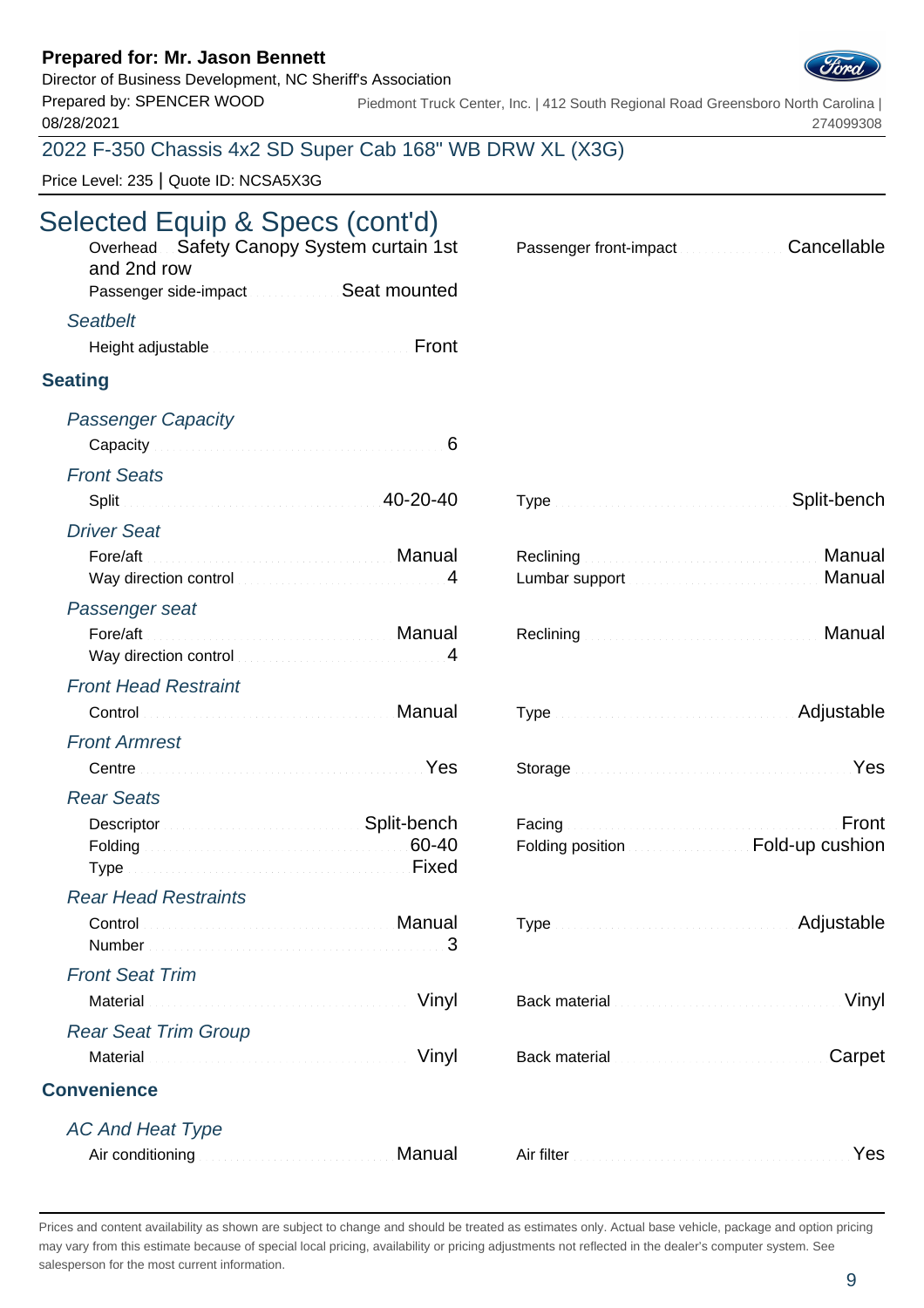# Selected Equip & Specs (cont'd)

| | | | |
|---|---|---|---|
| Overhead | Safety Canopy System curtain 1st and 2nd row | Passenger front-impact | Cancellable |
| Passenger side-impact | Seat mounted | | |

*Seatbelt*

| | | | |
|---|---|---|---|
| Height adjustable | Front | | |

## Seating

*Passenger Capacity*

| | | | |
|---|---|---|---|
| Capacity | 6 | | |

*Front Seats*

| | | | |
|---|---|---|---|
| Split | 40-20-40 | Type | Split-bench |

*Driver Seat*

| | | | |
|---|---|---|---|
| Fore/aft | Manual | Reclining | Manual |
| Way direction control | 4 | Lumbar support | Manual |

*Passenger seat*

| | | | |
|---|---|---|---|
| Fore/aft | Manual | Reclining | Manual |
| Way direction control | 4 | | |

*Front Head Restraint*

| | | | |
|---|---|---|---|
| Control | Manual | Type | Adjustable |

*Front Armrest*

| | | | |
|---|---|---|---|
| Centre | Yes | Storage | Yes |

*Rear Seats*

| | | | |
|---|---|---|---|
| Descriptor | Split-bench | Facing | Front |
| Folding | 60-40 | Folding position | Fold-up cushion |
| Type | Fixed | | |

*Rear Head Restraints*

| | | | |
|---|---|---|---|
| Control | Manual | Type | Adjustable |
| Number | 3 | | |

*Front Seat Trim*

| | | | |
|---|---|---|---|
| Material | Vinyl | Back material | Vinyl |

*Rear Seat Trim Group*

| | | | |
|---|---|---|---|
| Material | Vinyl | Back material | Carpet |

## Convenience

*AC And Heat Type*

| | | | |
|---|---|---|---|
| Air conditioning | Manual | Air filter | Yes |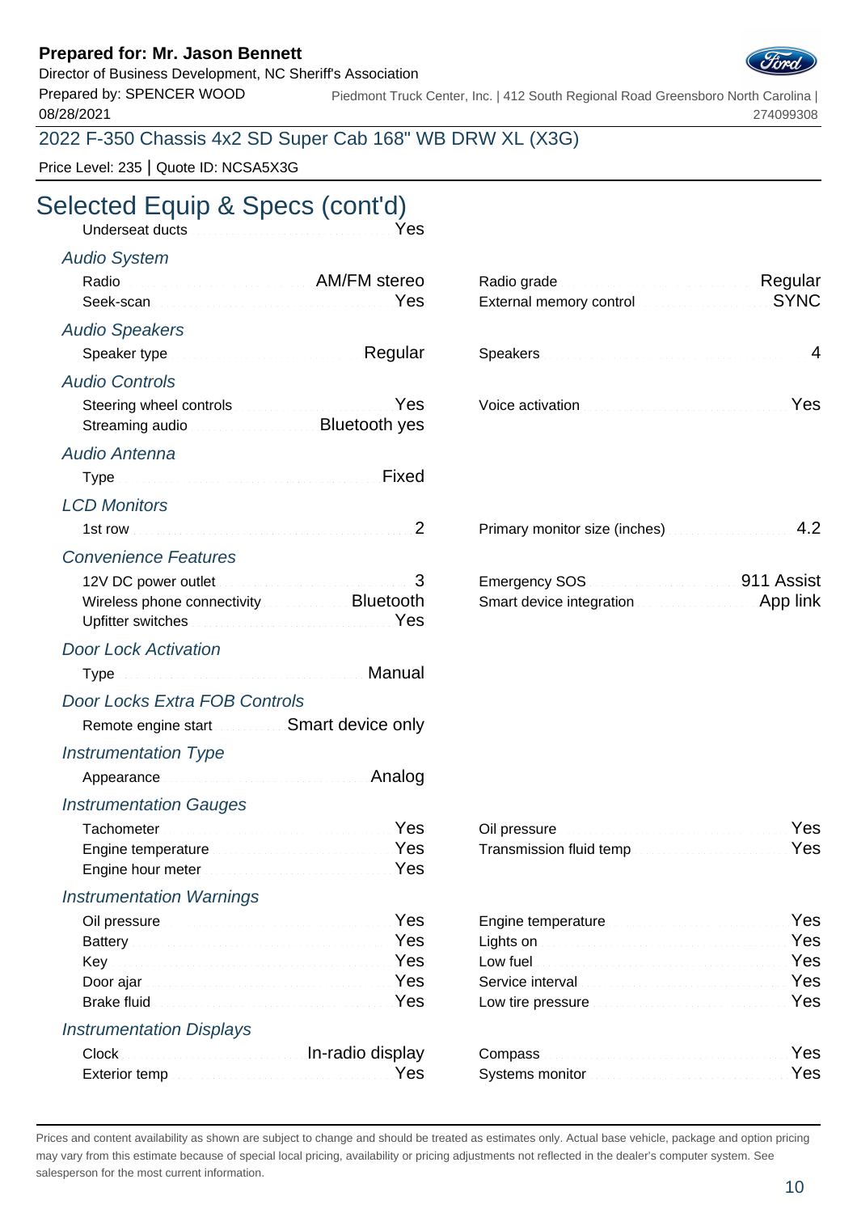**Prepared for: Mr. Jason Bennett**
Director of Business Development, NC Sheriff's Association
Prepared by: SPENCER WOOD
08/28/2021

Piedmont Truck Center, Inc. | 412 South Regional Road Greensboro North Carolina | 274099308

2022 F-350 Chassis 4x2 SD Super Cab 168" WB DRW XL (X3G)

Price Level: 235 | Quote ID: NCSA5X3G

# Selected Equip & Specs (cont'd)

Underseat ducts: Yes

### Audio System

| | | | |
|---|---|---|---|
| Radio | AM/FM stereo | Radio grade | Regular |
| Seek-scan | Yes | External memory control | SYNC |

### Audio Speakers

| | | | |
|---|---|---|---|
| Speaker type | Regular | Speakers | 4 |

### Audio Controls

| | | | |
|---|---|---|---|
| Steering wheel controls | Yes | Voice activation | Yes |
| Streaming audio | Bluetooth yes | | |

### Audio Antenna

| | |
|---|---|
| Type | Fixed |

### LCD Monitors

| | | | |
|---|---|---|---|
| 1st row | 2 | Primary monitor size (inches) | 4.2 |

### Convenience Features

| | | | |
|---|---|---|---|
| 12V DC power outlet | 3 | Emergency SOS | 911 Assist |
| Wireless phone connectivity | Bluetooth | Smart device integration | App link |
| Upfitter switches | Yes | | |

### Door Lock Activation

| | |
|---|---|
| Type | Manual |

### Door Locks Extra FOB Controls

| | |
|---|---|
| Remote engine start | Smart device only |

### Instrumentation Type

| | |
|---|---|
| Appearance | Analog |

### Instrumentation Gauges

| | | | |
|---|---|---|---|
| Tachometer | Yes | Oil pressure | Yes |
| Engine temperature | Yes | Transmission fluid temp | Yes |
| Engine hour meter | Yes | | |

### Instrumentation Warnings

| | | | |
|---|---|---|---|
| Oil pressure | Yes | Engine temperature | Yes |
| Battery | Yes | Lights on | Yes |
| Key | Yes | Low fuel | Yes |
| Door ajar | Yes | Service interval | Yes |
| Brake fluid | Yes | Low tire pressure | Yes |

### Instrumentation Displays

| | | | |
|---|---|---|---|
| Clock | In-radio display | Compass | Yes |
| Exterior temp | Yes | Systems monitor | Yes |

Prices and content availability as shown are subject to change and should be treated as estimates only. Actual base vehicle, package and option pricing may vary from this estimate because of special local pricing, availability or pricing adjustments not reflected in the dealer's computer system. See salesperson for the most current information.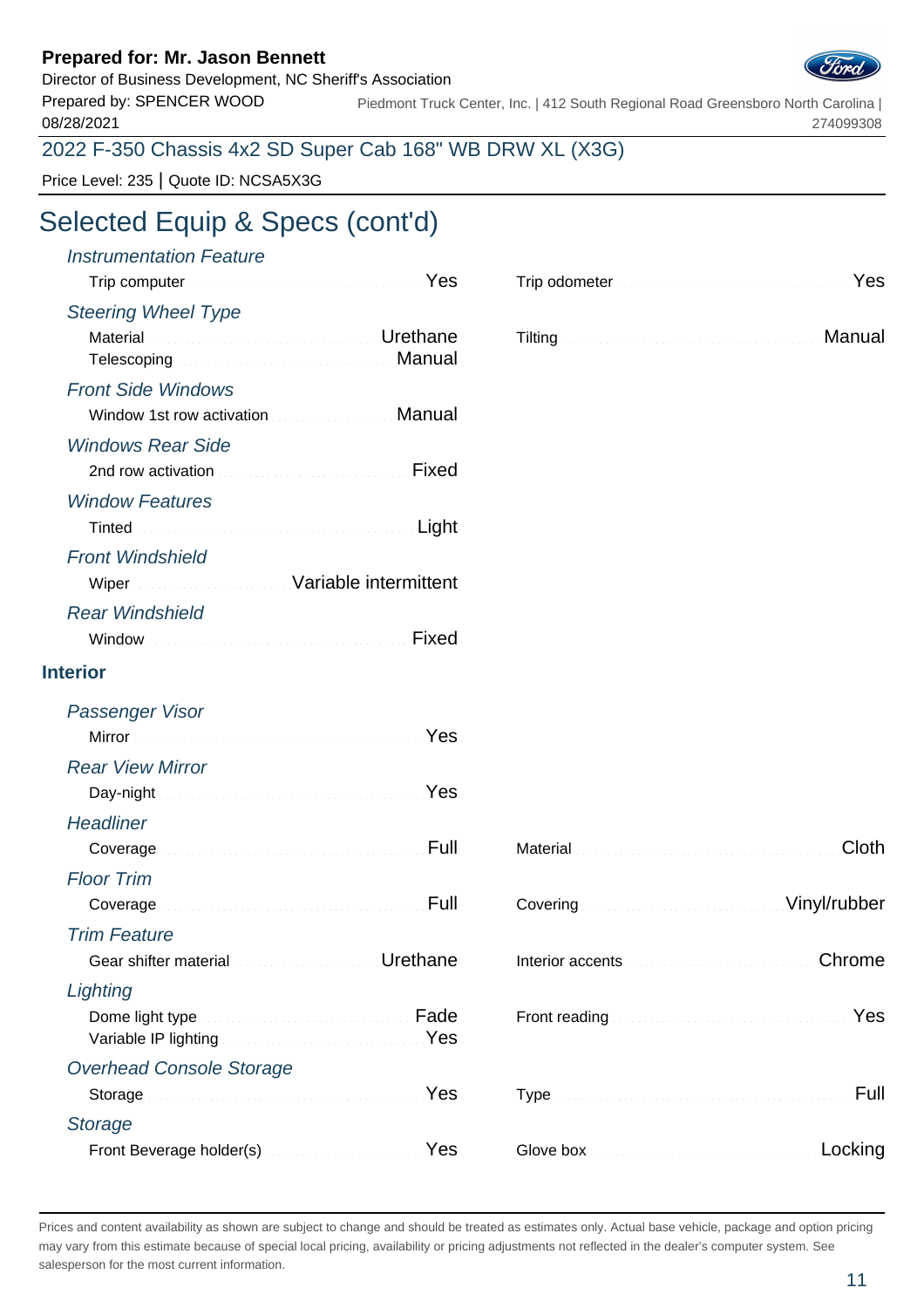**Prepared for: Mr. Jason Bennett**
Director of Business Development, NC Sheriff's Association
Prepared by: SPENCER WOOD
08/28/2021

Piedmont Truck Center, Inc. | 412 South Regional Road Greensboro North Carolina | 274099308

2022 F-350 Chassis 4x2 SD Super Cab 168" WB DRW XL (X3G)

Price Level: 235 | Quote ID: NCSA5X3G

# Selected Equip & Specs (cont'd)

### *Instrumentation Feature*

- Trip computer: Yes
- Trip odometer: Yes

### *Steering Wheel Type*

- Material: Urethane
- Telescoping: Manual
- Tilting: Manual

### *Front Side Windows*

- Window 1st row activation: Manual

### *Windows Rear Side*

- 2nd row activation: Fixed

### *Window Features*

- Tinted: Light

### *Front Windshield*

- Wiper: Variable intermittent

### *Rear Windshield*

- Window: Fixed

## Interior

### *Passenger Visor*

- Mirror: Yes

### *Rear View Mirror*

- Day-night: Yes

### *Headliner*

- Coverage: Full
- Material: Cloth

### *Floor Trim*

- Coverage: Full
- Covering: Vinyl/rubber

### *Trim Feature*

- Gear shifter material: Urethane
- Interior accents: Chrome

### *Lighting*

- Dome light type: Fade
- Variable IP lighting: Yes
- Front reading: Yes

### *Overhead Console Storage*

- Storage: Yes
- Type: Full

### *Storage*

- Front Beverage holder(s): Yes
- Glove box: Locking

Prices and content availability as shown are subject to change and should be treated as estimates only. Actual base vehicle, package and option pricing may vary from this estimate because of special local pricing, availability or pricing adjustments not reflected in the dealer's computer system. See salesperson for the most current information.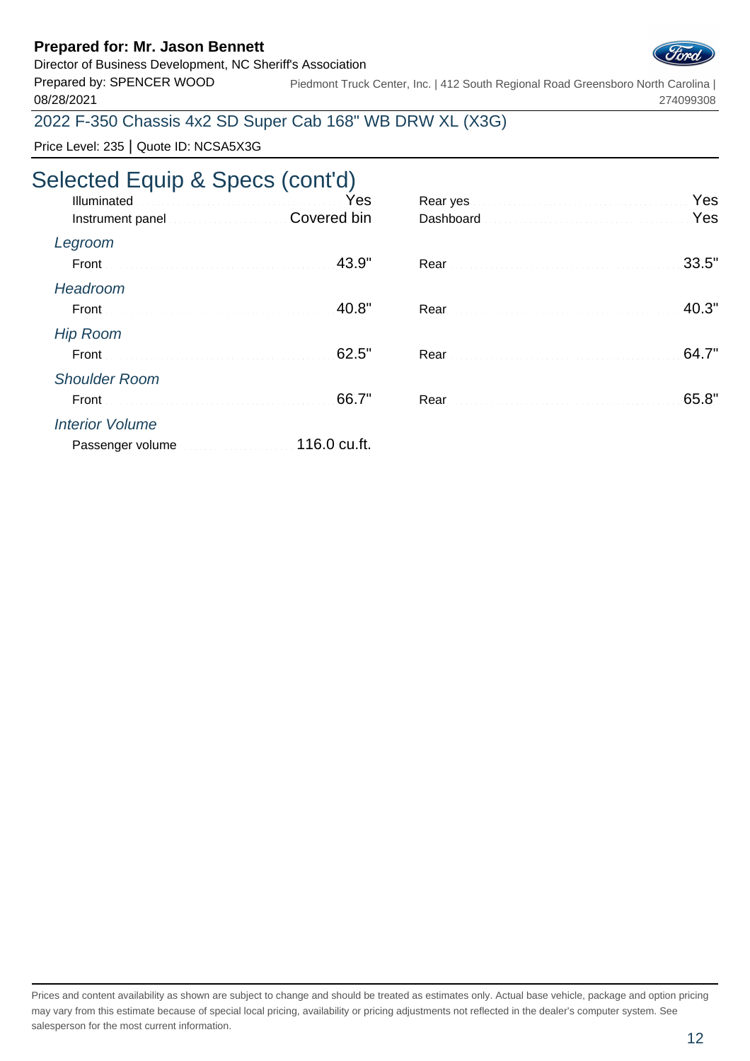**Prepared for: Mr. Jason Bennett**
Director of Business Development, NC Sheriff's Association
Prepared by: SPENCER WOOD
08/28/2021

Piedmont Truck Center, Inc. | 412 South Regional Road Greensboro North Carolina | 274099308

2022 F-350 Chassis 4x2 SD Super Cab 168" WB DRW XL (X3G)

Price Level: 235 | Quote ID: NCSA5X3G

# Selected Equip & Specs (cont'd)

| | | | |
|---|---|---|---|
| Illuminated | Yes | Rear yes | Yes |
| Instrument panel | Covered bin | Dashboard | Yes |

*Legroom*

| | | | |
|---|---|---|---|
| Front | 43.9" | Rear | 33.5" |

*Headroom*

| | | | |
|---|---|---|---|
| Front | 40.8" | Rear | 40.3" |

*Hip Room*

| | | | |
|---|---|---|---|
| Front | 62.5" | Rear | 64.7" |

*Shoulder Room*

| | | | |
|---|---|---|---|
| Front | 66.7" | Rear | 65.8" |

*Interior Volume*

| | |
|---|---|
| Passenger volume | 116.0 cu.ft. |

Prices and content availability as shown are subject to change and should be treated as estimates only. Actual base vehicle, package and option pricing may vary from this estimate because of special local pricing, availability or pricing adjustments not reflected in the dealer's computer system. See salesperson for the most current information.